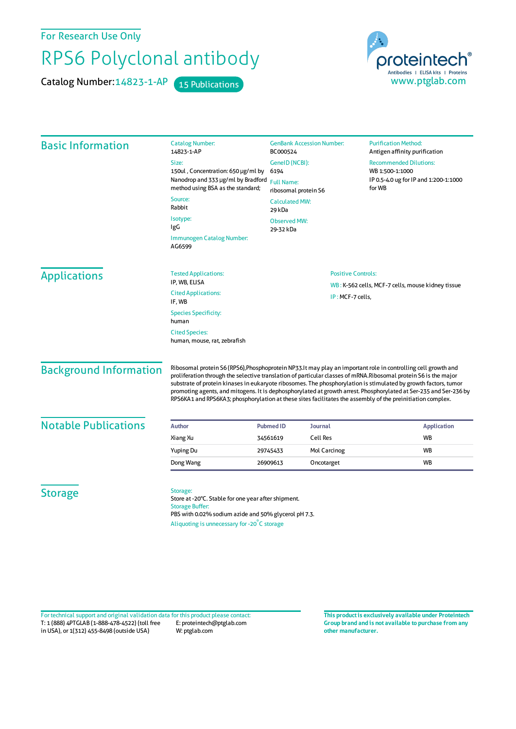For Research Use Only

# RPS6 Polyclonal antibody

Catalog Number: 14823-1-AP    15 Publications

proteintech®
Antibodies | ELISA kits | Proteins
www.ptglab.com

## Basic Information

Catalog Number:
14823-1-AP

Size:
150ul , Concentration: 650 μg/ml by Nanodrop and 333 μg/ml by Bradford method using BSA as the standard;

Source:
Rabbit

Isotype:
IgG

Immunogen Catalog Number:
AG6599

GenBank Accession Number:
BC000524

GeneID (NCBI):
6194

Full Name:
ribosomal protein S6

Calculated MW:
29 kDa

Observed MW:
29-32 kDa

Purification Method:
Antigen affinity purification

Recommended Dilutions:
WB 1:500-1:1000
IP 0.5-4.0 ug for IP and 1:200-1:1000 for WB

## Applications

Tested Applications:
IP, WB, ELISA

Cited Applications:
IF, WB

Species Specificity:
human

Cited Species:
human, mouse, rat, zebrafish

Positive Controls:

WB : K-562 cells, MCF-7 cells, mouse kidney tissue

IP : MCF-7 cells,

## Background Information

Ribosomal protein S6 (RPS6),Phosphoprotein NP33.It may play an important role in controlling cell growth and proliferation through the selective translation of particular classes of mRNA.Ribosomal protein S6 is the major substrate of protein kinases in eukaryote ribosomes. The phosphorylation is stimulated by growth factors, tumor promoting agents, and mitogens. It is dephosphorylated at growth arrest. Phosphorylated at Ser-235 and Ser-236 by RPS6KA1 and RPS6KA3; phosphorylation at these sites facilitates the assembly of the preinitiation complex.

## Notable Publications

| Author | Pubmed ID | Journal | Application |
|---|---|---|---|
| Xiang Xu | 34561619 | Cell Res | WB |
| Yuping Du | 29745433 | Mol Carcinog | WB |
| Dong Wang | 26909613 | Oncotarget | WB |

## Storage

Storage:
Store at -20°C. Stable for one year after shipment.
Storage Buffer:
PBS with 0.02% sodium azide and 50% glycerol pH 7.3.
Aliquoting is unnecessary for -20°C storage

For technical support and original validation data for this product please contact:
T: 1 (888) 4PTGLAB (1-888-478-4522) (toll free in USA), or 1(312) 455-8498 (outside USA)
E: proteintech@ptglab.com
W: ptglab.com

**This product is exclusively available under Proteintech Group brand and is not available to purchase from any other manufacturer.**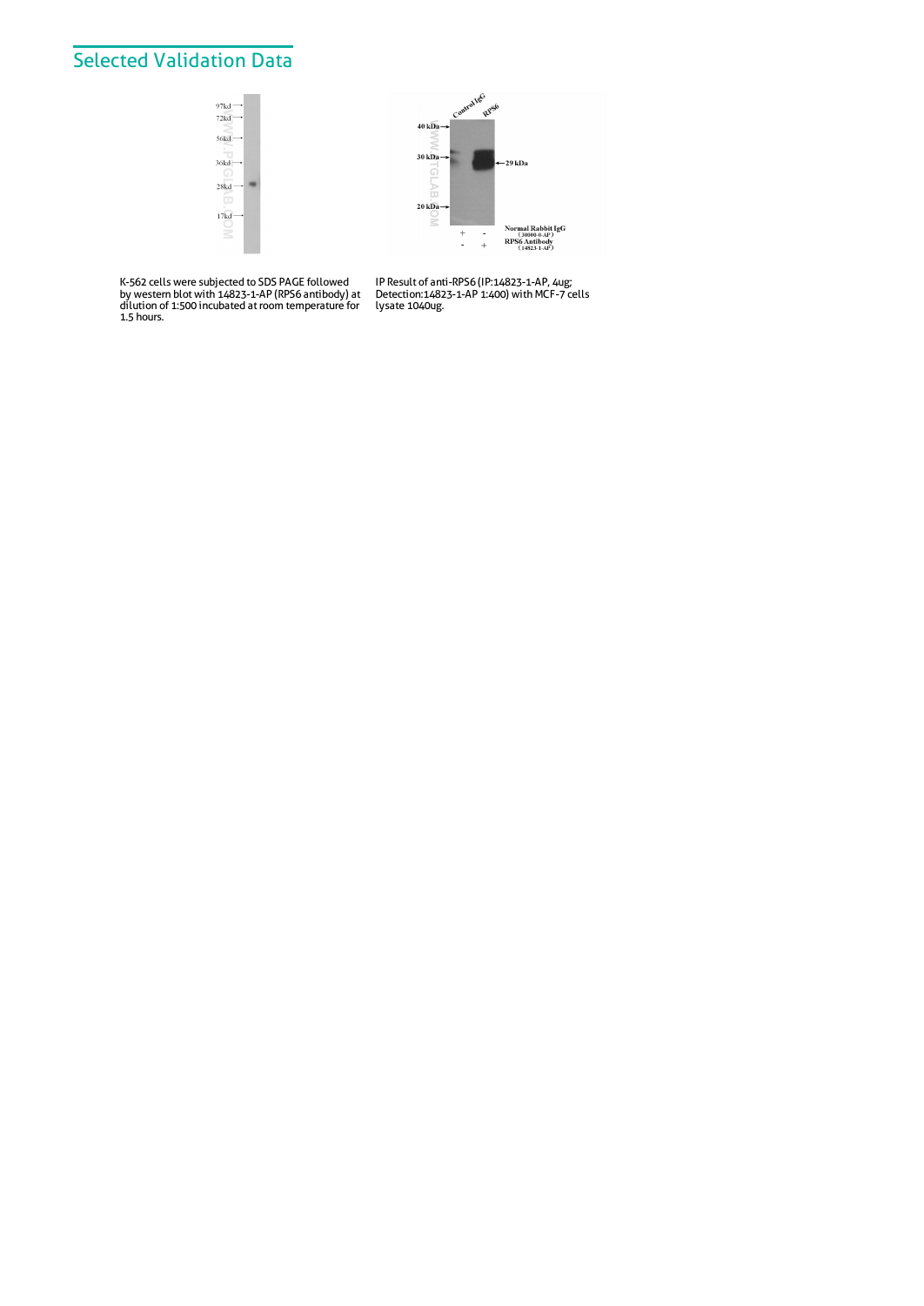## Selected Validation Data

97kd
72kd
56kd
36kd
28kd
17kd

K-562 cells were subjected to SDS PAGE followed by western blot with 14823-1-AP (RPS6 antibody) at dilution of 1:500 incubated at room temperature for 1.5 hours.

Control IgG
RPS6
40 kDa
30 kDa
20 kDa
29 kDa
Normal Rabbit IgG (30000-0-AP)
RPS6 Antibody (14823-1-AP)

IP Result of anti-RPS6 (IP:14823-1-AP, 4ug; Detection:14823-1-AP 1:400) with MCF-7 cells lysate 1040ug.